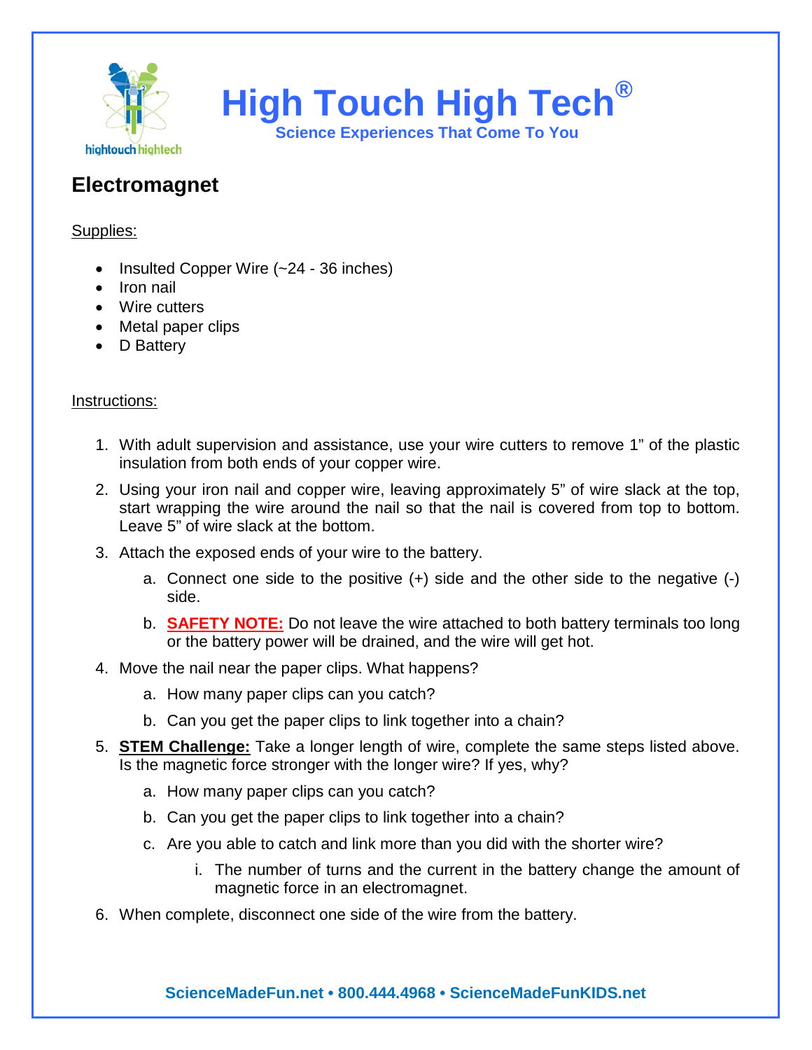# High Touch High Tech®

Science Experiences That Come To You

## Electromagnet

Supplies:

- Insulted Copper Wire (~24 - 36 inches)
- Iron nail
- Wire cutters
- Metal paper clips
- D Battery

Instructions:

1. With adult supervision and assistance, use your wire cutters to remove 1" of the plastic insulation from both ends of your copper wire.
2. Using your iron nail and copper wire, leaving approximately 5" of wire slack at the top, start wrapping the wire around the nail so that the nail is covered from top to bottom. Leave 5" of wire slack at the bottom.
3. Attach the exposed ends of your wire to the battery.
   a. Connect one side to the positive (+) side and the other side to the negative (-) side.
   b. **SAFETY NOTE:** Do not leave the wire attached to both battery terminals too long or the battery power will be drained, and the wire will get hot.
4. Move the nail near the paper clips. What happens?
   a. How many paper clips can you catch?
   b. Can you get the paper clips to link together into a chain?
5. **STEM Challenge:** Take a longer length of wire, complete the same steps listed above. Is the magnetic force stronger with the longer wire? If yes, why?
   a. How many paper clips can you catch?
   b. Can you get the paper clips to link together into a chain?
   c. Are you able to catch and link more than you did with the shorter wire?
      i. The number of turns and the current in the battery change the amount of magnetic force in an electromagnet.
6. When complete, disconnect one side of the wire from the battery.

ScienceMadeFun.net • 800.444.4968 • ScienceMadeFunKIDS.net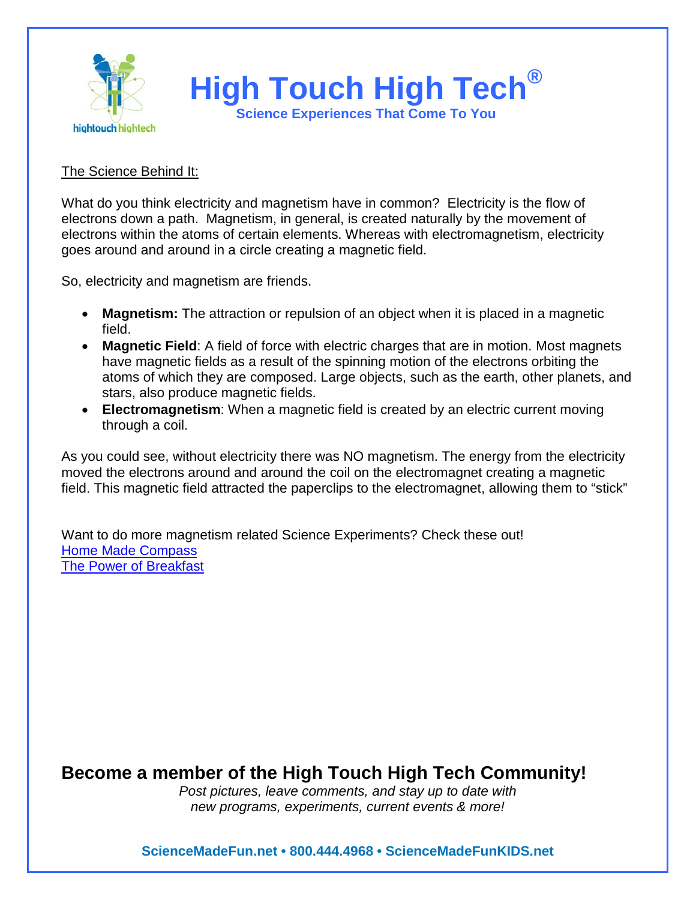# High Touch High Tech®

**Science Experiences That Come To You**

The Science Behind It:

What do you think electricity and magnetism have in common? Electricity is the flow of electrons down a path. Magnetism, in general, is created naturally by the movement of electrons within the atoms of certain elements. Whereas with electromagnetism, electricity goes around and around in a circle creating a magnetic field.

So, electricity and magnetism are friends.

- **Magnetism:** The attraction or repulsion of an object when it is placed in a magnetic field.
- **Magnetic Field**: A field of force with electric charges that are in motion. Most magnets have magnetic fields as a result of the spinning motion of the electrons orbiting the atoms of which they are composed. Large objects, such as the earth, other planets, and stars, also produce magnetic fields.
- **Electromagnetism**: When a magnetic field is created by an electric current moving through a coil.

As you could see, without electricity there was NO magnetism. The energy from the electricity moved the electrons around and around the coil on the electromagnet creating a magnetic field. This magnetic field attracted the paperclips to the electromagnet, allowing them to "stick"

Want to do more magnetism related Science Experiments? Check these out!
Home Made Compass
The Power of Breakfast

## Become a member of the High Touch High Tech Community!

*Post pictures, leave comments, and stay up to date with new programs, experiments, current events & more!*

**ScienceMadeFun.net • 800.444.4968 • ScienceMadeFunKIDS.net**